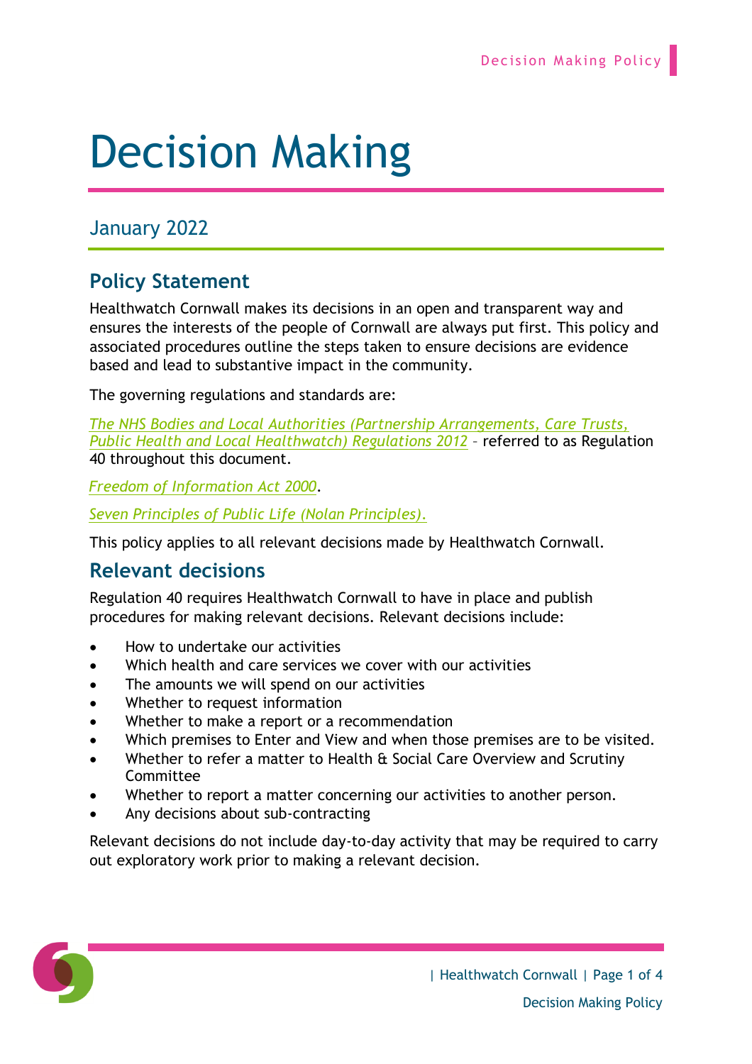# Decision Making

## January 2022

## Policy Statement

Healthwatch Cornwall makes its decisions in an open and transparent way and ensures the interests of the people of Cornwall are always put first. This policy and associated procedures outline the steps taken to ensure decisions are evidence based and lead to substantive impact in the community.

The governing regulations and standards are:

*The NHS Bodies and Local Authorities (Partnership Arrangements, Care Trusts, Public Health and Local Healthwatch) Regulations 2012* – referred to as Regulation 40 throughout this document.

*Freedom of Information Act 2000*.

*Seven Principles of Public Life (Nolan Principles).*

This policy applies to all relevant decisions made by Healthwatch Cornwall.

## Relevant decisions

Regulation 40 requires Healthwatch Cornwall to have in place and publish procedures for making relevant decisions. Relevant decisions include:

- How to undertake our activities
- Which health and care services we cover with our activities
- The amounts we will spend on our activities
- Whether to request information
- Whether to make a report or a recommendation
- Which premises to Enter and View and when those premises are to be visited.
- Whether to refer a matter to Health & Social Care Overview and Scrutiny Committee
- Whether to report a matter concerning our activities to another person.
- Any decisions about sub-contracting

Relevant decisions do not include day-to-day activity that may be required to carry out exploratory work prior to making a relevant decision.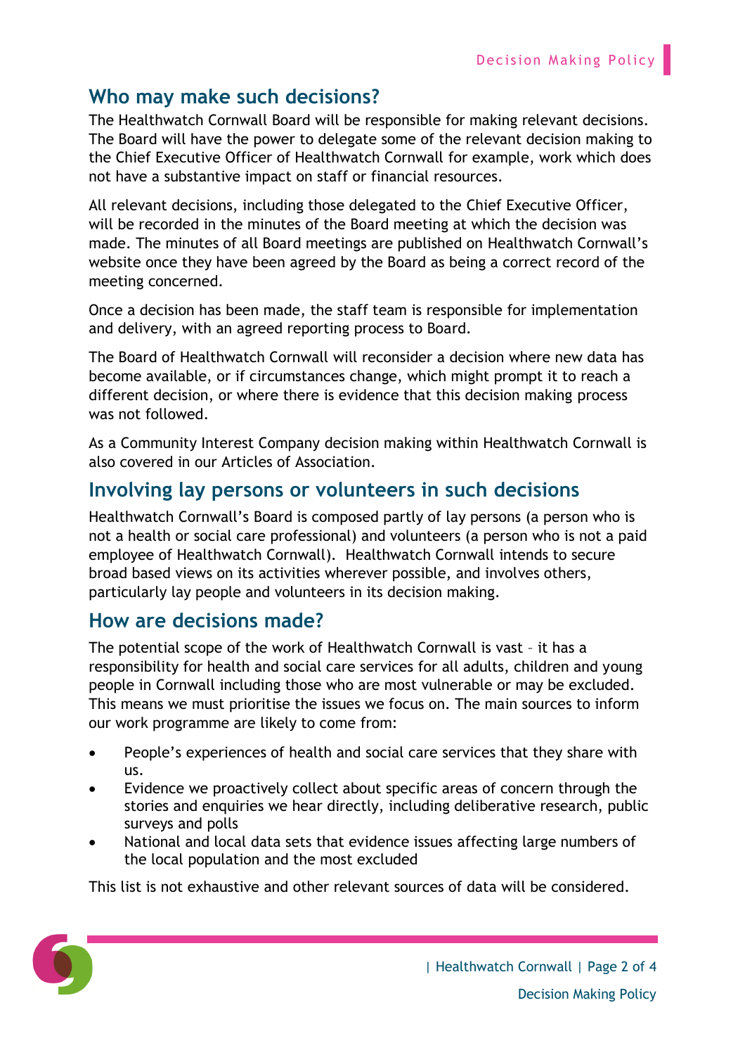## Who may make such decisions?

The Healthwatch Cornwall Board will be responsible for making relevant decisions. The Board will have the power to delegate some of the relevant decision making to the Chief Executive Officer of Healthwatch Cornwall for example, work which does not have a substantive impact on staff or financial resources.

All relevant decisions, including those delegated to the Chief Executive Officer, will be recorded in the minutes of the Board meeting at which the decision was made. The minutes of all Board meetings are published on Healthwatch Cornwall's website once they have been agreed by the Board as being a correct record of the meeting concerned.

Once a decision has been made, the staff team is responsible for implementation and delivery, with an agreed reporting process to Board.

The Board of Healthwatch Cornwall will reconsider a decision where new data has become available, or if circumstances change, which might prompt it to reach a different decision, or where there is evidence that this decision making process was not followed.

As a Community Interest Company decision making within Healthwatch Cornwall is also covered in our Articles of Association.

## Involving lay persons or volunteers in such decisions

Healthwatch Cornwall's Board is composed partly of lay persons (a person who is not a health or social care professional) and volunteers (a person who is not a paid employee of Healthwatch Cornwall). Healthwatch Cornwall intends to secure broad based views on its activities wherever possible, and involves others, particularly lay people and volunteers in its decision making.

## How are decisions made?

The potential scope of the work of Healthwatch Cornwall is vast – it has a responsibility for health and social care services for all adults, children and young people in Cornwall including those who are most vulnerable or may be excluded. This means we must prioritise the issues we focus on. The main sources to inform our work programme are likely to come from:

- People's experiences of health and social care services that they share with us.
- Evidence we proactively collect about specific areas of concern through the stories and enquiries we hear directly, including deliberative research, public surveys and polls
- National and local data sets that evidence issues affecting large numbers of the local population and the most excluded

This list is not exhaustive and other relevant sources of data will be considered.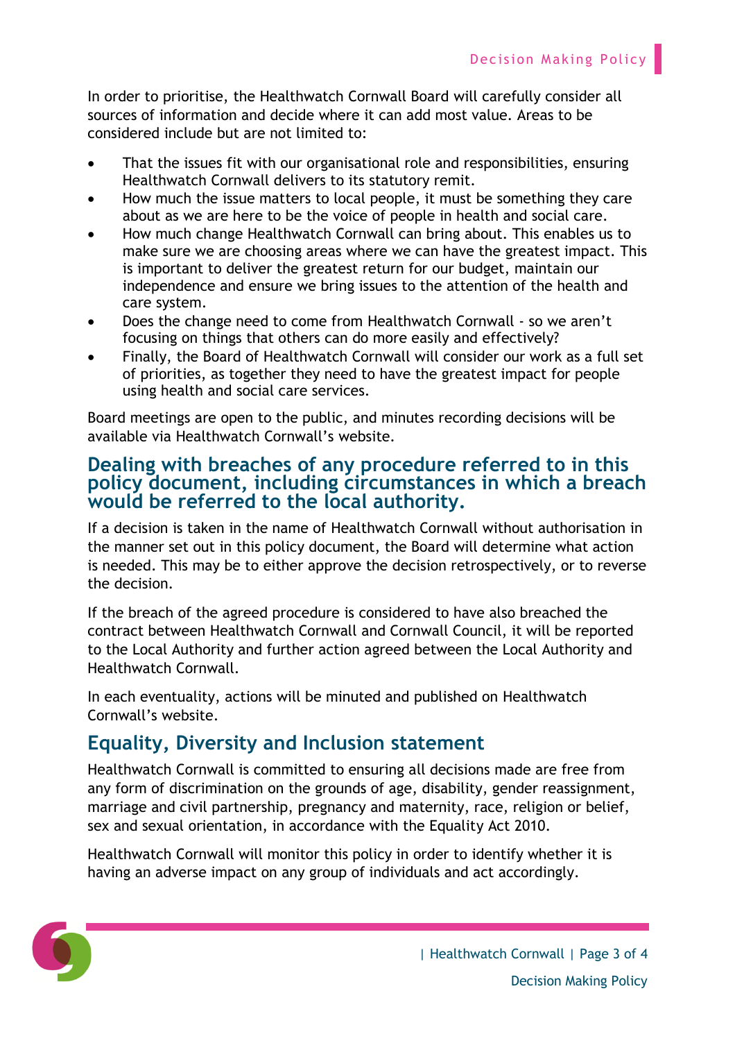In order to prioritise, the Healthwatch Cornwall Board will carefully consider all sources of information and decide where it can add most value. Areas to be considered include but are not limited to:

- That the issues fit with our organisational role and responsibilities, ensuring Healthwatch Cornwall delivers to its statutory remit.
- How much the issue matters to local people, it must be something they care about as we are here to be the voice of people in health and social care.
- How much change Healthwatch Cornwall can bring about. This enables us to make sure we are choosing areas where we can have the greatest impact. This is important to deliver the greatest return for our budget, maintain our independence and ensure we bring issues to the attention of the health and care system.
- Does the change need to come from Healthwatch Cornwall - so we aren't focusing on things that others can do more easily and effectively?
- Finally, the Board of Healthwatch Cornwall will consider our work as a full set of priorities, as together they need to have the greatest impact for people using health and social care services.

Board meetings are open to the public, and minutes recording decisions will be available via Healthwatch Cornwall's website.

## Dealing with breaches of any procedure referred to in this policy document, including circumstances in which a breach would be referred to the local authority.

If a decision is taken in the name of Healthwatch Cornwall without authorisation in the manner set out in this policy document, the Board will determine what action is needed. This may be to either approve the decision retrospectively, or to reverse the decision.

If the breach of the agreed procedure is considered to have also breached the contract between Healthwatch Cornwall and Cornwall Council, it will be reported to the Local Authority and further action agreed between the Local Authority and Healthwatch Cornwall.

In each eventuality, actions will be minuted and published on Healthwatch Cornwall's website.

## Equality, Diversity and Inclusion statement

Healthwatch Cornwall is committed to ensuring all decisions made are free from any form of discrimination on the grounds of age, disability, gender reassignment, marriage and civil partnership, pregnancy and maternity, race, religion or belief, sex and sexual orientation, in accordance with the Equality Act 2010.

Healthwatch Cornwall will monitor this policy in order to identify whether it is having an adverse impact on any group of individuals and act accordingly.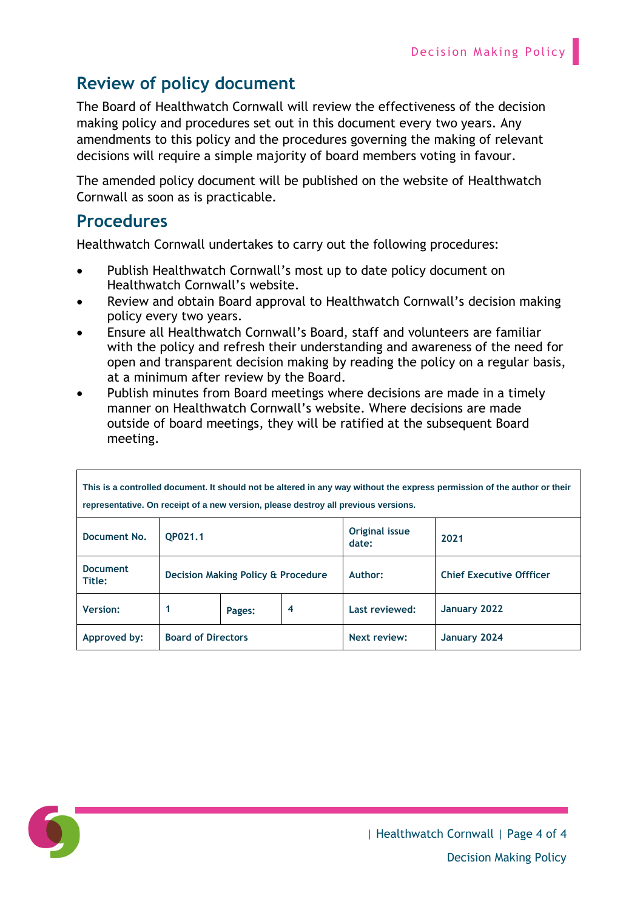## Review of policy document

The Board of Healthwatch Cornwall will review the effectiveness of the decision making policy and procedures set out in this document every two years. Any amendments to this policy and the procedures governing the making of relevant decisions will require a simple majority of board members voting in favour.

The amended policy document will be published on the website of Healthwatch Cornwall as soon as is practicable.

## Procedures

Healthwatch Cornwall undertakes to carry out the following procedures:

- Publish Healthwatch Cornwall's most up to date policy document on Healthwatch Cornwall's website.
- Review and obtain Board approval to Healthwatch Cornwall's decision making policy every two years.
- Ensure all Healthwatch Cornwall's Board, staff and volunteers are familiar with the policy and refresh their understanding and awareness of the need for open and transparent decision making by reading the policy on a regular basis, at a minimum after review by the Board.
- Publish minutes from Board meetings where decisions are made in a timely manner on Healthwatch Cornwall's website. Where decisions are made outside of board meetings, they will be ratified at the subsequent Board meeting.

| This is a controlled document. It should not be altered in any way without the express permission of the author or their representative. On receipt of a new version, please destroy all previous versions. | | | | | |
|---|---|---|---|---|---|
| Document No. | QP021.1 | | | Original issue date: | 2021 |
| Document Title: | Decision Making Policy & Procedure | | | Author: | Chief Executive Offficer |
| Version: | 1 | Pages: | 4 | Last reviewed: | January 2022 |
| Approved by: | Board of Directors | | | Next review: | January 2024 |